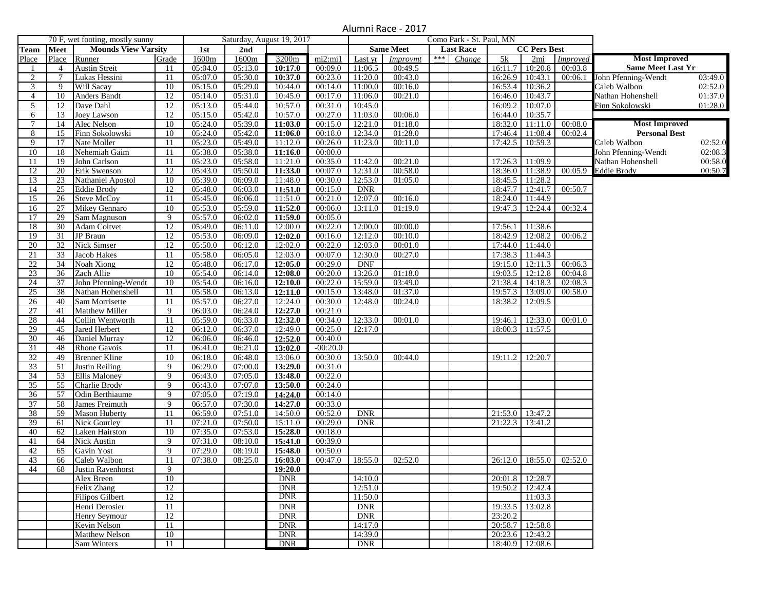# Alumni Race - 2017

| 70 F, wet footing, mostly sunny | | | | Saturday, August 19, 2017 | | | | Como Park - St. Paul, MN | | | | | | | |
|---|---|---|---|---|---|---|---|---|---|---|---|---|---|---|---|
| **Team** | **Meet** | **Mounds View Varsity** | | **1st** | **2nd** | | | | **Same Meet** | | **Last Race** | | **CC Pers Best** | | |
| Place | Place | Runner | Grade | 1600m | 1600m | 3200m | mi2:mi1 | Last yr | *Improvmt* | *** | *Change* | 5k | 2mi | *Improved* |
| 1 | 4 | Austin Streit | 11 | 05:04.0 | 05:13.0 | **10:17.0** | 00:09.0 | 11:06.5 | 00:49.5 | | | 16:11.7 | 10:20.8 | 00:03.8 |
| 2 | 7 | Lukas Hessini | 11 | 05:07.0 | 05:30.0 | **10:37.0** | 00:23.0 | 11:20.0 | 00:43.0 | | | 16:26.9 | 10:43.1 | 00:06.1 |
| 3 | 9 | Will Sacay | 10 | 05:15.0 | 05:29.0 | 10:44.0 | 00:14.0 | 11:00.0 | 00:16.0 | | | 16:53.4 | 10:36.2 | |
| 4 | 10 | Anders Bandt | 12 | 05:14.0 | 05:31.0 | 10:45.0 | 00:17.0 | 11:06.0 | 00:21.0 | | | 16:46.0 | 10:43.7 | |
| 5 | 12 | Dave Dahl | 12 | 05:13.0 | 05:44.0 | 10:57.0 | 00:31.0 | 10:45.0 | | | | 16:09.2 | 10:07.0 | |
| 6 | 13 | Joey Lawson | 12 | 05:15.0 | 05:42.0 | 10:57.0 | 00:27.0 | 11:03.0 | 00:06.0 | | | 16:44.0 | 10:35.7 | |
| 7 | 14 | Alec Nelson | 10 | 05:24.0 | 05:39.0 | **11:03.0** | 00:15.0 | 12:21.0 | 01:18.0 | | | 18:32.0 | 11:11.0 | 00:08.0 |
| 8 | 15 | Finn Sokolowski | 10 | 05:24.0 | 05:42.0 | **11:06.0** | 00:18.0 | 12:34.0 | 01:28.0 | | | 17:46.4 | 11:08.4 | 00:02.4 |
| 9 | 17 | Nate Moller | 11 | 05:23.0 | 05:49.0 | 11:12.0 | 00:26.0 | 11:23.0 | 00:11.0 | | | 17:42.5 | 10:59.3 | |
| 10 | 18 | Nehemiah Gaim | 11 | 05:38.0 | 05:38.0 | **11:16.0** | 00:00.0 | | | | | | | |
| 11 | 19 | John Carlson | 11 | 05:23.0 | 05:58.0 | 11:21.0 | 00:35.0 | 11:42.0 | 00:21.0 | | | 17:26.3 | 11:09.9 | |
| 12 | 20 | Erik Swenson | 12 | 05:43.0 | 05:50.0 | **11:33.0** | 00:07.0 | 12:31.0 | 00:58.0 | | | 18:36.0 | 11:38.9 | 00:05.9 |
| 13 | 23 | Nathaniel Apostol | 10 | 05:39.0 | 06:09.0 | 11:48.0 | 00:30.0 | 12:53.0 | 01:05.0 | | | 18:45.5 | 11:28.2 | |
| 14 | 25 | Eddie Brody | 12 | 05:48.0 | 06:03.0 | **11:51.0** | 00:15.0 | DNR | | | | 18:47.7 | 12:41.7 | 00:50.7 |
| 15 | 26 | Steve McCoy | 11 | 05:45.0 | 06:06.0 | 11:51.0 | 00:21.0 | 12:07.0 | 00:16.0 | | | 18:24.0 | 11:44.9 | |
| 16 | 27 | Mikey Gennaro | 10 | 05:53.0 | 05:59.0 | **11:52.0** | 00:06.0 | 13:11.0 | 01:19.0 | | | 19:47.3 | 12:24.4 | 00:32.4 |
| 17 | 29 | Sam Magnuson | 9 | 05:57.0 | 06:02.0 | **11:59.0** | 00:05.0 | | | | | | | |
| 18 | 30 | Adam Coltvet | 12 | 05:49.0 | 06:11.0 | 12:00.0 | 00:22.0 | 12:00.0 | 00:00.0 | | | 17:56.1 | 11:38.6 | |
| 19 | 31 | JP Braun | 12 | 05:53.0 | 06:09.0 | **12:02.0** | 00:16.0 | 12:12.0 | 00:10.0 | | | 18:42.9 | 12:08.2 | 00:06.2 |
| 20 | 32 | Nick Simser | 12 | 05:50.0 | 06:12.0 | 12:02.0 | 00:22.0 | 12:03.0 | 00:01.0 | | | 17:44.0 | 11:44.0 | |
| 21 | 33 | Jacob Hakes | 11 | 05:58.0 | 06:05.0 | 12:03.0 | 00:07.0 | 12:30.0 | 00:27.0 | | | 17:38.3 | 11:44.3 | |
| 22 | 34 | Noah Xiong | 12 | 05:48.0 | 06:17.0 | **12:05.0** | 00:29.0 | DNF | | | | 19:15.0 | 12:11.3 | 00:06.3 |
| 23 | 36 | Zach Allie | 10 | 05:54.0 | 06:14.0 | **12:08.0** | 00:20.0 | 13:26.0 | 01:18.0 | | | 19:03.5 | 12:12.8 | 00:04.8 |
| 24 | 37 | John Pfenning-Wendt | 10 | 05:54.0 | 06:16.0 | **12:10.0** | 00:22.0 | 15:59.0 | 03:49.0 | | | 21:38.4 | 14:18.3 | 02:08.3 |
| 25 | 38 | Nathan Hohenshell | 11 | 05:58.0 | 06:13.0 | **12:11.0** | 00:15.0 | 13:48.0 | 01:37.0 | | | 19:57.3 | 13:09.0 | 00:58.0 |
| 26 | 40 | Sam Morrisette | 11 | 05:57.0 | 06:27.0 | 12:24.0 | 00:30.0 | 12:48.0 | 00:24.0 | | | 18:38.2 | 12:09.5 | |
| 27 | 41 | Matthew Miller | 9 | 06:03.0 | 06:24.0 | **12:27.0** | 00:21.0 | | | | | | | |
| 28 | 44 | Collin Wentworth | 11 | 05:59.0 | 06:33.0 | **12:32.0** | 00:34.0 | 12:33.0 | 00:01.0 | | | 19:46.1 | 12:33.0 | 00:01.0 |
| 29 | 45 | Jared Herbert | 12 | 06:12.0 | 06:37.0 | 12:49.0 | 00:25.0 | 12:17.0 | | | | 18:00.3 | 11:57.5 | |
| 30 | 46 | Daniel Murray | 12 | 06:06.0 | 06:46.0 | **12:52.0** | 00:40.0 | | | | | | | |
| 31 | 48 | Rhone Gavois | 11 | 06:41.0 | 06:21.0 | **13:02.0** | -00:20.0 | | | | | | | |
| 32 | 49 | Brenner Kline | 10 | 06:18.0 | 06:48.0 | 13:06.0 | 00:30.0 | 13:50.0 | 00:44.0 | | | 19:11.2 | 12:20.7 | |
| 33 | 51 | Justin Reiling | 9 | 06:29.0 | 07:00.0 | **13:29.0** | 00:31.0 | | | | | | | |
| 34 | 53 | Ellis Maloney | 9 | 06:43.0 | 07:05.0 | **13:48.0** | 00:22.0 | | | | | | | |
| 35 | 55 | Charlie Brody | 9 | 06:43.0 | 07:07.0 | **13:50.0** | 00:24.0 | | | | | | | |
| 36 | 57 | Odin Berthiaume | 9 | 07:05.0 | 07:19.0 | **14:24.0** | 00:14.0 | | | | | | | |
| 37 | 58 | James Freimuth | 9 | 06:57.0 | 07:30.0 | **14:27.0** | 00:33.0 | | | | | | | |
| 38 | 59 | Mason Huberty | 11 | 06:59.0 | 07:51.0 | 14:50.0 | 00:52.0 | DNR | | | | 21:53.0 | 13:47.2 | |
| 39 | 61 | Nick Gourley | 11 | 07:21.0 | 07:50.0 | 15:11.0 | 00:29.0 | DNR | | | | 21:22.3 | 13:41.2 | |
| 40 | 62 | Laken Hairston | 10 | 07:35.0 | 07:53.0 | **15:28.0** | 00:18.0 | | | | | | | |
| 41 | 64 | Nick Austin | 9 | 07:31.0 | 08:10.0 | **15:41.0** | 00:39.0 | | | | | | | |
| 42 | 65 | Gavin Yost | 9 | 07:29.0 | 08:19.0 | **15:48.0** | 00:50.0 | | | | | | | |
| 43 | 66 | Caleb Walbon | 11 | 07:38.0 | 08:25.0 | **16:03.0** | 00:47.0 | 18:55.0 | 02:52.0 | | | 26:12.0 | 18:55.0 | 02:52.0 |
| 44 | 68 | Justin Ravenhorst | 9 | | | **19:20.0** | | | | | | | | |
| | | Alex Breen | 10 | | | DNR | | 14:10.0 | | | | 20:01.8 | 12:28.7 | |
| | | Felix Zhang | 12 | | | DNR | | 12:51.0 | | | | 19:50.2 | 12:42.4 | |
| | | Filipos Gilbert | 12 | | | DNR | | 11:50.0 | | | | | 11:03.3 | |
| | | Henri Derosier | 11 | | | DNR | | DNR | | | | 19:33.5 | 13:02.8 | |
| | | Henry Seymour | 12 | | | DNR | | DNR | | | | 23:20.2 | | |
| | | Kevin Nelson | 11 | | | DNR | | 14:17.0 | | | | 20:58.7 | 12:58.8 | |
| | | Matthew Nelson | 10 | | | DNR | | 14:39.0 | | | | 20:23.6 | 12:43.2 | |
| | | Sam Winters | 11 | | | DNR | | DNR | | | | 18:40.9 | 12:08.6 | |

| **Most Improved Same Meet Last Yr** | |
|---|---|
| John Pfenning-Wendt | 03:49.0 |
| Caleb Walbon | 02:52.0 |
| Nathan Hohenshell | 01:37.0 |
| Finn Sokolowski | 01:28.0 |

| **Most Improved Personal Best** | |
|---|---|
| Caleb Walbon | 02:52.0 |
| John Pfenning-Wendt | 02:08.3 |
| Nathan Hohenshell | 00:58.0 |
| Eddie Brody | 00:50.7 |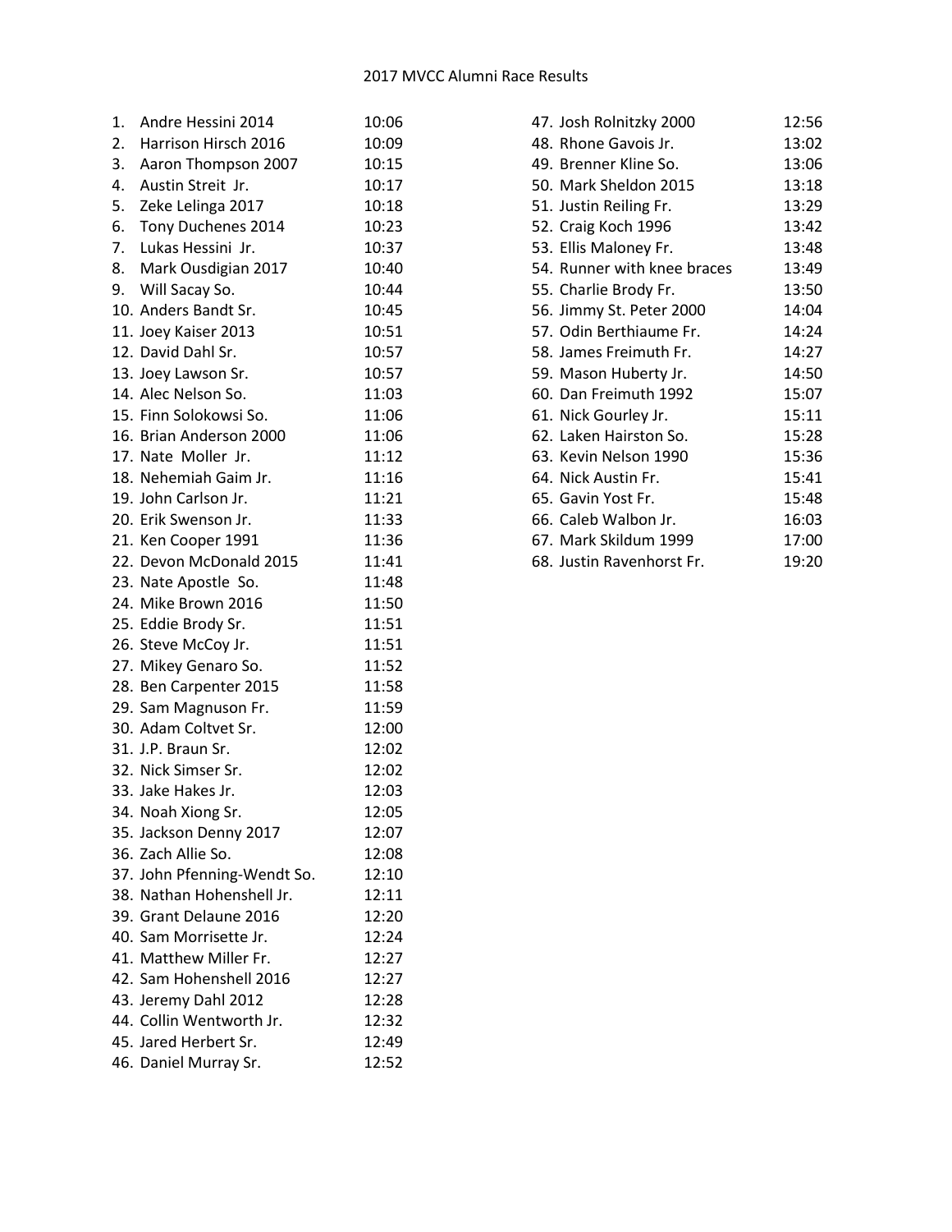2017 MVCC Alumni Race Results

| | | |
|---|---|---|
| 1. | Andre Hessini 2014 | 10:06 |
| 2. | Harrison Hirsch 2016 | 10:09 |
| 3. | Aaron Thompson 2007 | 10:15 |
| 4. | Austin Streit Jr. | 10:17 |
| 5. | Zeke Lelinga 2017 | 10:18 |
| 6. | Tony Duchenes 2014 | 10:23 |
| 7. | Lukas Hessini Jr. | 10:37 |
| 8. | Mark Ousdigian 2017 | 10:40 |
| 9. | Will Sacay So. | 10:44 |
| 10. | Anders Bandt Sr. | 10:45 |
| 11. | Joey Kaiser 2013 | 10:51 |
| 12. | David Dahl Sr. | 10:57 |
| 13. | Joey Lawson Sr. | 10:57 |
| 14. | Alec Nelson So. | 11:03 |
| 15. | Finn Solokowsi So. | 11:06 |
| 16. | Brian Anderson 2000 | 11:06 |
| 17. | Nate Moller Jr. | 11:12 |
| 18. | Nehemiah Gaim Jr. | 11:16 |
| 19. | John Carlson Jr. | 11:21 |
| 20. | Erik Swenson Jr. | 11:33 |
| 21. | Ken Cooper 1991 | 11:36 |
| 22. | Devon McDonald 2015 | 11:41 |
| 23. | Nate Apostle So. | 11:48 |
| 24. | Mike Brown 2016 | 11:50 |
| 25. | Eddie Brody Sr. | 11:51 |
| 26. | Steve McCoy Jr. | 11:51 |
| 27. | Mikey Genaro So. | 11:52 |
| 28. | Ben Carpenter 2015 | 11:58 |
| 29. | Sam Magnuson Fr. | 11:59 |
| 30. | Adam Coltvet Sr. | 12:00 |
| 31. | J.P. Braun Sr. | 12:02 |
| 32. | Nick Simser Sr. | 12:02 |
| 33. | Jake Hakes Jr. | 12:03 |
| 34. | Noah Xiong Sr. | 12:05 |
| 35. | Jackson Denny 2017 | 12:07 |
| 36. | Zach Allie So. | 12:08 |
| 37. | John Pfenning-Wendt So. | 12:10 |
| 38. | Nathan Hohenshell Jr. | 12:11 |
| 39. | Grant Delaune 2016 | 12:20 |
| 40. | Sam Morrisette Jr. | 12:24 |
| 41. | Matthew Miller Fr. | 12:27 |
| 42. | Sam Hohenshell 2016 | 12:27 |
| 43. | Jeremy Dahl 2012 | 12:28 |
| 44. | Collin Wentworth Jr. | 12:32 |
| 45. | Jared Herbert Sr. | 12:49 |
| 46. | Daniel Murray Sr. | 12:52 |
| 47. | Josh Rolnitzky 2000 | 12:56 |
| 48. | Rhone Gavois Jr. | 13:02 |
| 49. | Brenner Kline So. | 13:06 |
| 50. | Mark Sheldon 2015 | 13:18 |
| 51. | Justin Reiling Fr. | 13:29 |
| 52. | Craig Koch 1996 | 13:42 |
| 53. | Ellis Maloney Fr. | 13:48 |
| 54. | Runner with knee braces | 13:49 |
| 55. | Charlie Brody Fr. | 13:50 |
| 56. | Jimmy St. Peter 2000 | 14:04 |
| 57. | Odin Berthiaume Fr. | 14:24 |
| 58. | James Freimuth Fr. | 14:27 |
| 59. | Mason Huberty Jr. | 14:50 |
| 60. | Dan Freimuth 1992 | 15:07 |
| 61. | Nick Gourley Jr. | 15:11 |
| 62. | Laken Hairston So. | 15:28 |
| 63. | Kevin Nelson 1990 | 15:36 |
| 64. | Nick Austin Fr. | 15:41 |
| 65. | Gavin Yost Fr. | 15:48 |
| 66. | Caleb Walbon Jr. | 16:03 |
| 67. | Mark Skildum 1999 | 17:00 |
| 68. | Justin Ravenhorst Fr. | 19:20 |